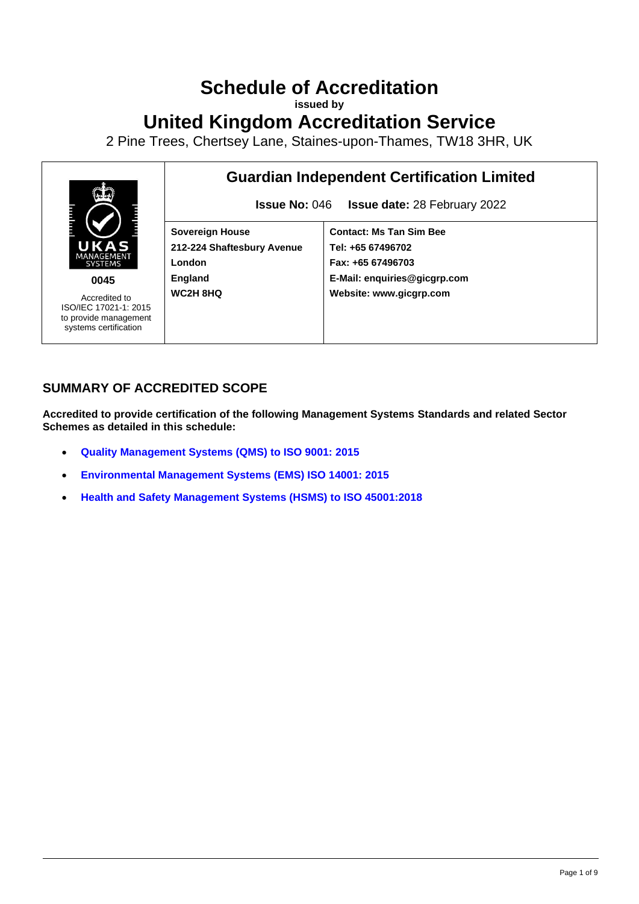# Schedule of Accreditation

**issued by**

# United Kingdom Accreditation Service

2 Pine Trees, Chertsey Lane, Staines-upon-Thames, TW18 3HR, UK

| UKAS MANAGEMENT SYSTEMS | Guardian Independent Certification Limited | |
|---|---|---|
| | **Issue No:** 046 **Issue date:** 28 February 2022 | |
| **0045** Accredited to ISO/IEC 17021-1: 2015 to provide management systems certification | **Sovereign House**<br>**212-224 Shaftesbury Avenue**<br>**London**<br>**England**<br>**WC2H 8HQ** | **Contact: Ms Tan Sim Bee**<br>**Tel: +65 67496702**<br>**Fax: +65 67496703**<br>**E-Mail: enquiries@gicgrp.com**<br>**Website: www.gicgrp.com** |

## SUMMARY OF ACCREDITED SCOPE

**Accredited to provide certification of the following Management Systems Standards and related Sector Schemes as detailed in this schedule:**

- **Quality Management Systems (QMS) to ISO 9001: 2015**
- **Environmental Management Systems (EMS) ISO 14001: 2015**
- **Health and Safety Management Systems (HSMS) to ISO 45001:2018**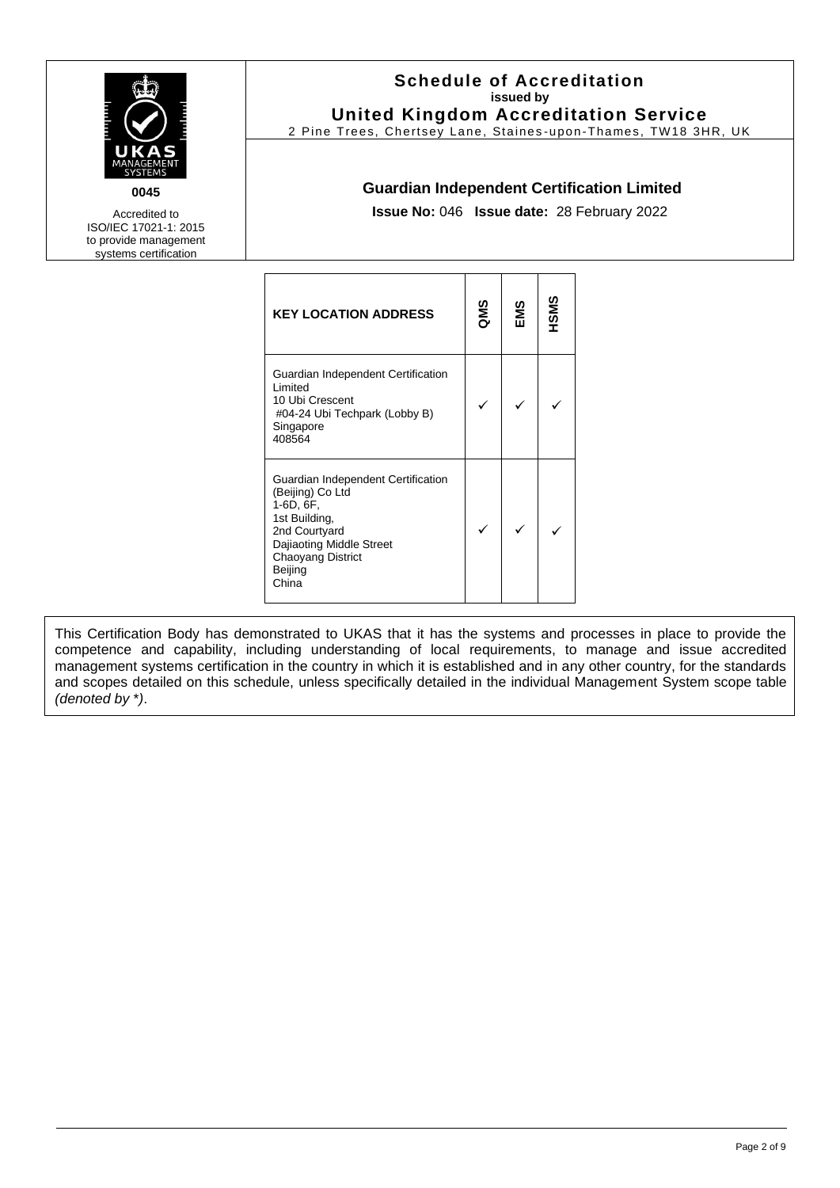**Schedule of Accreditation**
**issued by**
**United Kingdom Accreditation Service**
2 Pine Trees, Chertsey Lane, Staines-upon-Thames, TW18 3HR, UK

UKAS MANAGEMENT SYSTEMS

**0045**

Accredited to ISO/IEC 17021-1: 2015 to provide management systems certification

## Guardian Independent Certification Limited

**Issue No:** 046 **Issue date:** 28 February 2022

| KEY LOCATION ADDRESS | QMS | EMS | HSMS |
|---|---|---|---|
| Guardian Independent Certification Limited<br>10 Ubi Crescent<br>#04-24 Ubi Techpark (Lobby B)<br>Singapore<br>408564 | ✓ | ✓ | ✓ |
| Guardian Independent Certification (Beijing) Co Ltd<br>1-6D, 6F,<br>1st Building,<br>2nd Courtyard<br>Dajiaoting Middle Street<br>Chaoyang District<br>Beijing<br>China | ✓ | ✓ | ✓ |

This Certification Body has demonstrated to UKAS that it has the systems and processes in place to provide the competence and capability, including understanding of local requirements, to manage and issue accredited management systems certification in the country in which it is established and in any other country, for the standards and scopes detailed on this schedule, unless specifically detailed in the individual Management System scope table *(denoted by \*)*.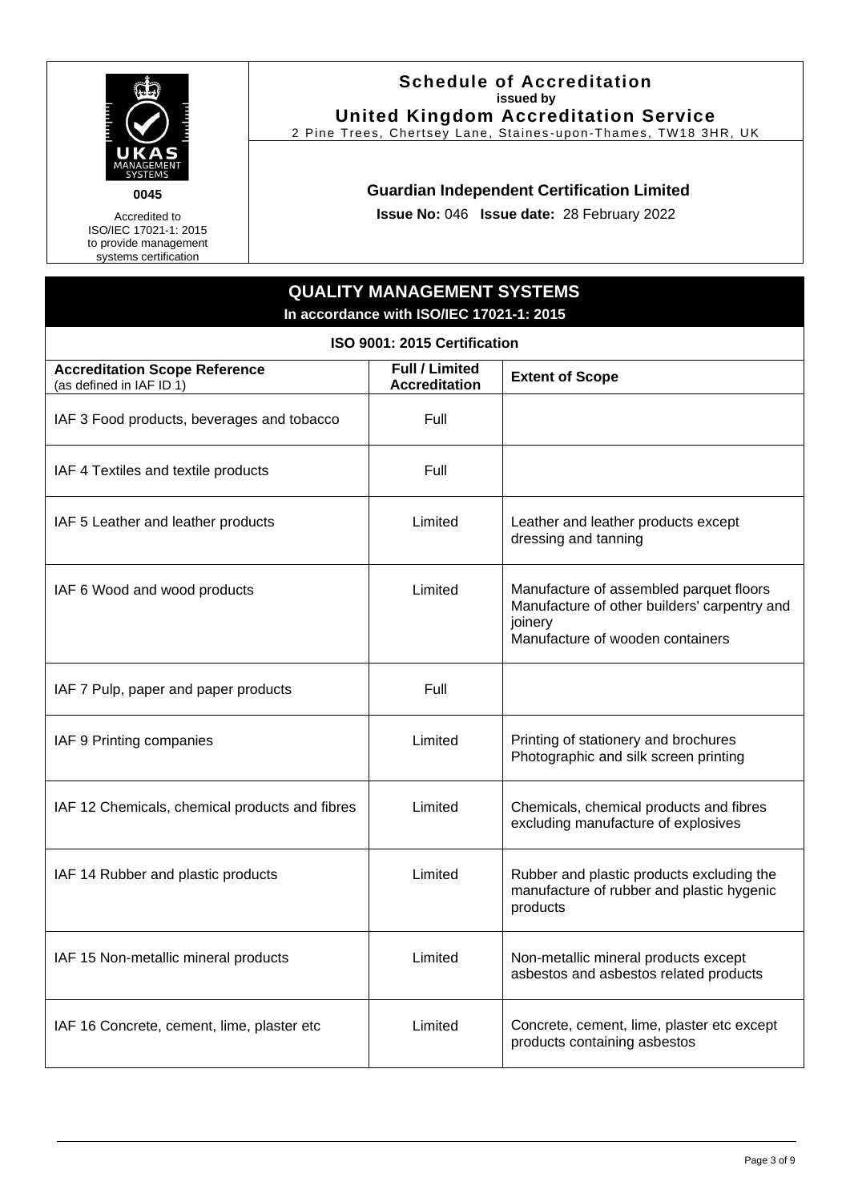**Schedule of Accreditation**
**issued by**
**United Kingdom Accreditation Service**
2 Pine Trees, Chertsey Lane, Staines-upon-Thames, TW18 3HR, UK

**0045**

Accredited to ISO/IEC 17021-1: 2015 to provide management systems certification

**Guardian Independent Certification Limited**

**Issue No:** 046 **Issue date:** 28 February 2022

## QUALITY MANAGEMENT SYSTEMS

**In accordance with ISO/IEC 17021-1: 2015**

### ISO 9001: 2015 Certification

| **Accreditation Scope Reference** (as defined in IAF ID 1) | **Full / Limited Accreditation** | **Extent of Scope** |
|---|---|---|
| IAF 3 Food products, beverages and tobacco | Full | |
| IAF 4 Textiles and textile products | Full | |
| IAF 5 Leather and leather products | Limited | Leather and leather products except dressing and tanning |
| IAF 6 Wood and wood products | Limited | Manufacture of assembled parquet floors<br>Manufacture of other builders' carpentry and joinery<br>Manufacture of wooden containers |
| IAF 7 Pulp, paper and paper products | Full | |
| IAF 9 Printing companies | Limited | Printing of stationery and brochures<br>Photographic and silk screen printing |
| IAF 12 Chemicals, chemical products and fibres | Limited | Chemicals, chemical products and fibres excluding manufacture of explosives |
| IAF 14 Rubber and plastic products | Limited | Rubber and plastic products excluding the manufacture of rubber and plastic hygenic products |
| IAF 15 Non-metallic mineral products | Limited | Non-metallic mineral products except asbestos and asbestos related products |
| IAF 16 Concrete, cement, lime, plaster etc | Limited | Concrete, cement, lime, plaster etc except products containing asbestos |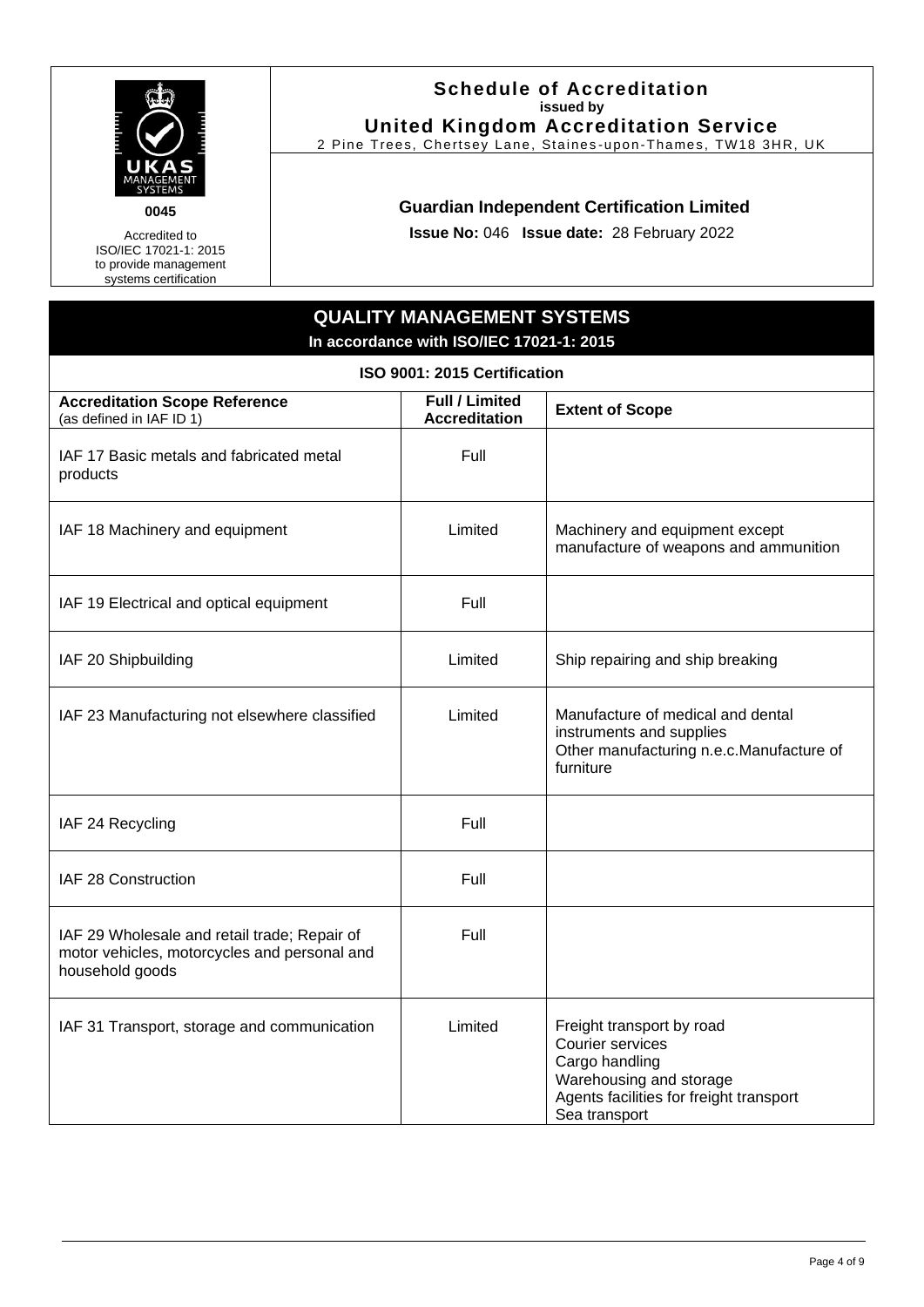**0045**

Accredited to ISO/IEC 17021-1: 2015 to provide management systems certification

## Schedule of Accreditation
**issued by**
**United Kingdom Accreditation Service**
2 Pine Trees, Chertsey Lane, Staines-upon-Thames, TW18 3HR, UK

### Guardian Independent Certification Limited

**Issue No:** 046 **Issue date:** 28 February 2022

## QUALITY MANAGEMENT SYSTEMS
**In accordance with ISO/IEC 17021-1: 2015**

### ISO 9001: 2015 Certification

| Accreditation Scope Reference (as defined in IAF ID 1) | Full / Limited Accreditation | Extent of Scope |
|---|---|---|
| IAF 17 Basic metals and fabricated metal products | Full | |
| IAF 18 Machinery and equipment | Limited | Machinery and equipment except manufacture of weapons and ammunition |
| IAF 19 Electrical and optical equipment | Full | |
| IAF 20 Shipbuilding | Limited | Ship repairing and ship breaking |
| IAF 23 Manufacturing not elsewhere classified | Limited | Manufacture of medical and dental instruments and supplies<br>Other manufacturing n.e.c.Manufacture of furniture |
| IAF 24 Recycling | Full | |
| IAF 28 Construction | Full | |
| IAF 29 Wholesale and retail trade; Repair of motor vehicles, motorcycles and personal and household goods | Full | |
| IAF 31 Transport, storage and communication | Limited | Freight transport by road<br>Courier services<br>Cargo handling<br>Warehousing and storage<br>Agents facilities for freight transport<br>Sea transport |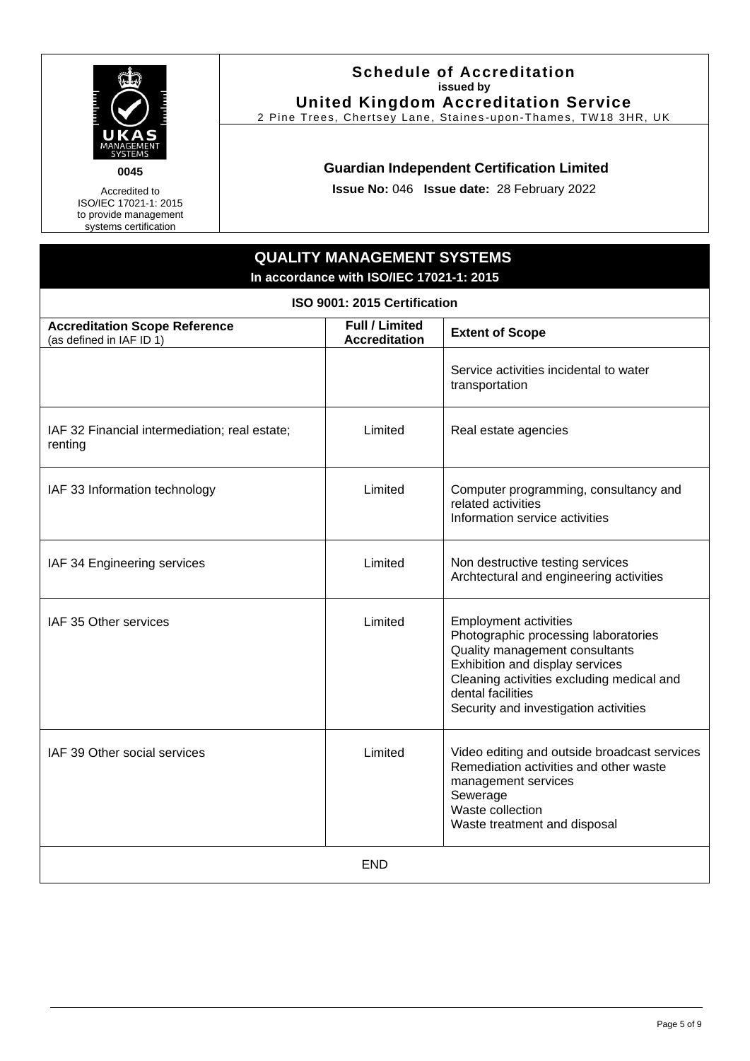**Schedule of Accreditation**
**issued by**
**United Kingdom Accreditation Service**
2 Pine Trees, Chertsey Lane, Staines-upon-Thames, TW18 3HR, UK

**0045**

Accredited to ISO/IEC 17021-1: 2015 to provide management systems certification

**Guardian Independent Certification Limited**

**Issue No:** 046 **Issue date:** 28 February 2022

## QUALITY MANAGEMENT SYSTEMS

**In accordance with ISO/IEC 17021-1: 2015**

**ISO 9001: 2015 Certification**

| **Accreditation Scope Reference** (as defined in IAF ID 1) | **Full / Limited Accreditation** | **Extent of Scope** |
|---|---|---|
| | | Service activities incidental to water transportation |
| IAF 32 Financial intermediation; real estate; renting | Limited | Real estate agencies |
| IAF 33 Information technology | Limited | Computer programming, consultancy and related activities<br>Information service activities |
| IAF 34 Engineering services | Limited | Non destructive testing services<br>Archtectural and engineering activities |
| IAF 35 Other services | Limited | Employment activities<br>Photographic processing laboratories<br>Quality management consultants<br>Exhibition and display services<br>Cleaning activities excluding medical and dental facilities<br>Security and investigation activities |
| IAF 39 Other social services | Limited | Video editing and outside broadcast services<br>Remediation activities and other waste management services<br>Sewerage<br>Waste collection<br>Waste treatment and disposal |

END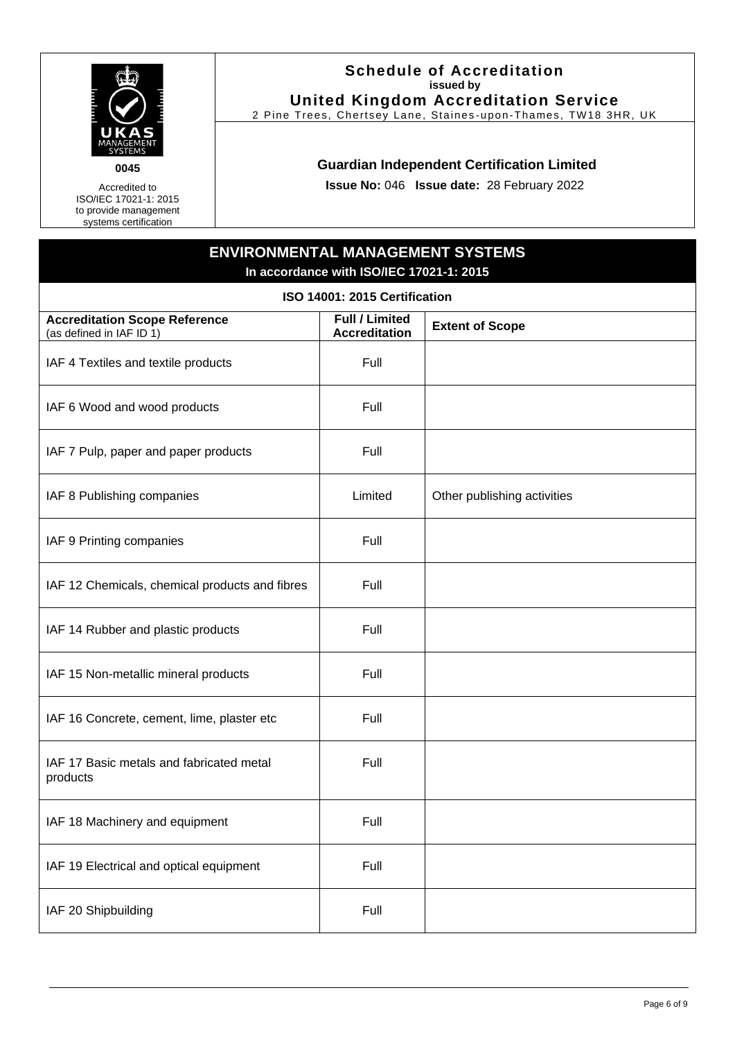**Schedule of Accreditation**
**issued by**
**United Kingdom Accreditation Service**
2 Pine Trees, Chertsey Lane, Staines-upon-Thames, TW18 3HR, UK

0045

Accredited to ISO/IEC 17021-1: 2015 to provide management systems certification

**Guardian Independent Certification Limited**

**Issue No:** 046 **Issue date:** 28 February 2022

## ENVIRONMENTAL MANAGEMENT SYSTEMS

**In accordance with ISO/IEC 17021-1: 2015**

### ISO 14001: 2015 Certification

| **Accreditation Scope Reference** (as defined in IAF ID 1) | **Full / Limited Accreditation** | **Extent of Scope** |
|---|---|---|
| IAF 4 Textiles and textile products | Full | |
| IAF 6 Wood and wood products | Full | |
| IAF 7 Pulp, paper and paper products | Full | |
| IAF 8 Publishing companies | Limited | Other publishing activities |
| IAF 9 Printing companies | Full | |
| IAF 12 Chemicals, chemical products and fibres | Full | |
| IAF 14 Rubber and plastic products | Full | |
| IAF 15 Non-metallic mineral products | Full | |
| IAF 16 Concrete, cement, lime, plaster etc | Full | |
| IAF 17 Basic metals and fabricated metal products | Full | |
| IAF 18 Machinery and equipment | Full | |
| IAF 19 Electrical and optical equipment | Full | |
| IAF 20 Shipbuilding | Full | |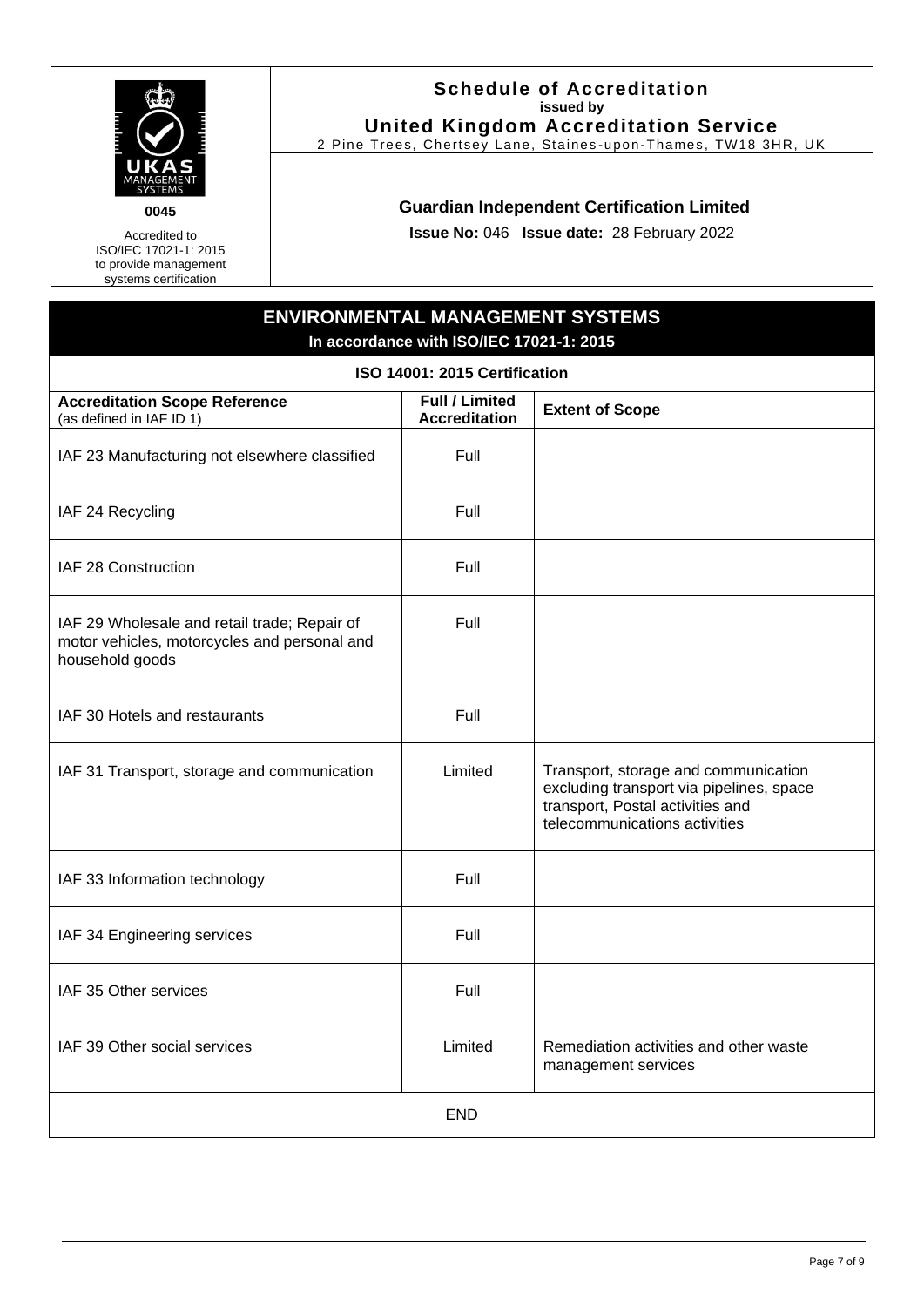**0045**

Accredited to ISO/IEC 17021-1: 2015 to provide management systems certification

## Schedule of Accreditation
**issued by**
## United Kingdom Accreditation Service
2 Pine Trees, Chertsey Lane, Staines-upon-Thames, TW18 3HR, UK

### Guardian Independent Certification Limited

**Issue No:** 046 **Issue date:** 28 February 2022

## ENVIRONMENTAL MANAGEMENT SYSTEMS
**In accordance with ISO/IEC 17021-1: 2015**

**ISO 14001: 2015 Certification**

| Accreditation Scope Reference (as defined in IAF ID 1) | Full / Limited Accreditation | Extent of Scope |
|---|---|---|
| IAF 23 Manufacturing not elsewhere classified | Full | |
| IAF 24 Recycling | Full | |
| IAF 28 Construction | Full | |
| IAF 29 Wholesale and retail trade; Repair of motor vehicles, motorcycles and personal and household goods | Full | |
| IAF 30 Hotels and restaurants | Full | |
| IAF 31 Transport, storage and communication | Limited | Transport, storage and communication excluding transport via pipelines, space transport, Postal activities and telecommunications activities |
| IAF 33 Information technology | Full | |
| IAF 34 Engineering services | Full | |
| IAF 35 Other services | Full | |
| IAF 39 Other social services | Limited | Remediation activities and other waste management services |

END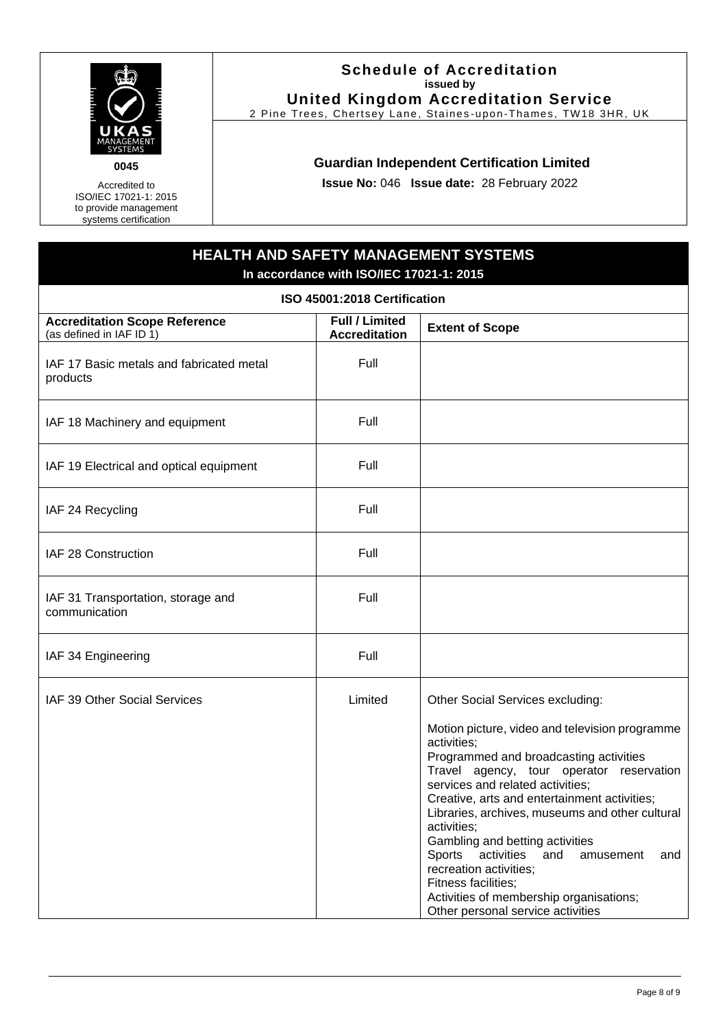**0045**

Accredited to ISO/IEC 17021-1: 2015 to provide management systems certification

# Schedule of Accreditation

issued by

**United Kingdom Accreditation Service**

2 Pine Trees, Chertsey Lane, Staines-upon-Thames, TW18 3HR, UK

## Guardian Independent Certification Limited

**Issue No:** 046 **Issue date:** 28 February 2022

## HEALTH AND SAFETY MANAGEMENT SYSTEMS

**In accordance with ISO/IEC 17021-1: 2015**

**ISO 45001:2018 Certification**

| **Accreditation Scope Reference** (as defined in IAF ID 1) | **Full / Limited Accreditation** | **Extent of Scope** |
|---|---|---|
| IAF 17 Basic metals and fabricated metal products | Full | |
| IAF 18 Machinery and equipment | Full | |
| IAF 19 Electrical and optical equipment | Full | |
| IAF 24 Recycling | Full | |
| IAF 28 Construction | Full | |
| IAF 31 Transportation, storage and communication | Full | |
| IAF 34 Engineering | Full | |
| IAF 39 Other Social Services | Limited | Other Social Services excluding:<br><br>Motion picture, video and television programme activities;<br>Programmed and broadcasting activities<br>Travel agency, tour operator reservation services and related activities;<br>Creative, arts and entertainment activities;<br>Libraries, archives, museums and other cultural activities;<br>Gambling and betting activities<br>Sports activities and amusement and recreation activities;<br>Fitness facilities;<br>Activities of membership organisations;<br>Other personal service activities |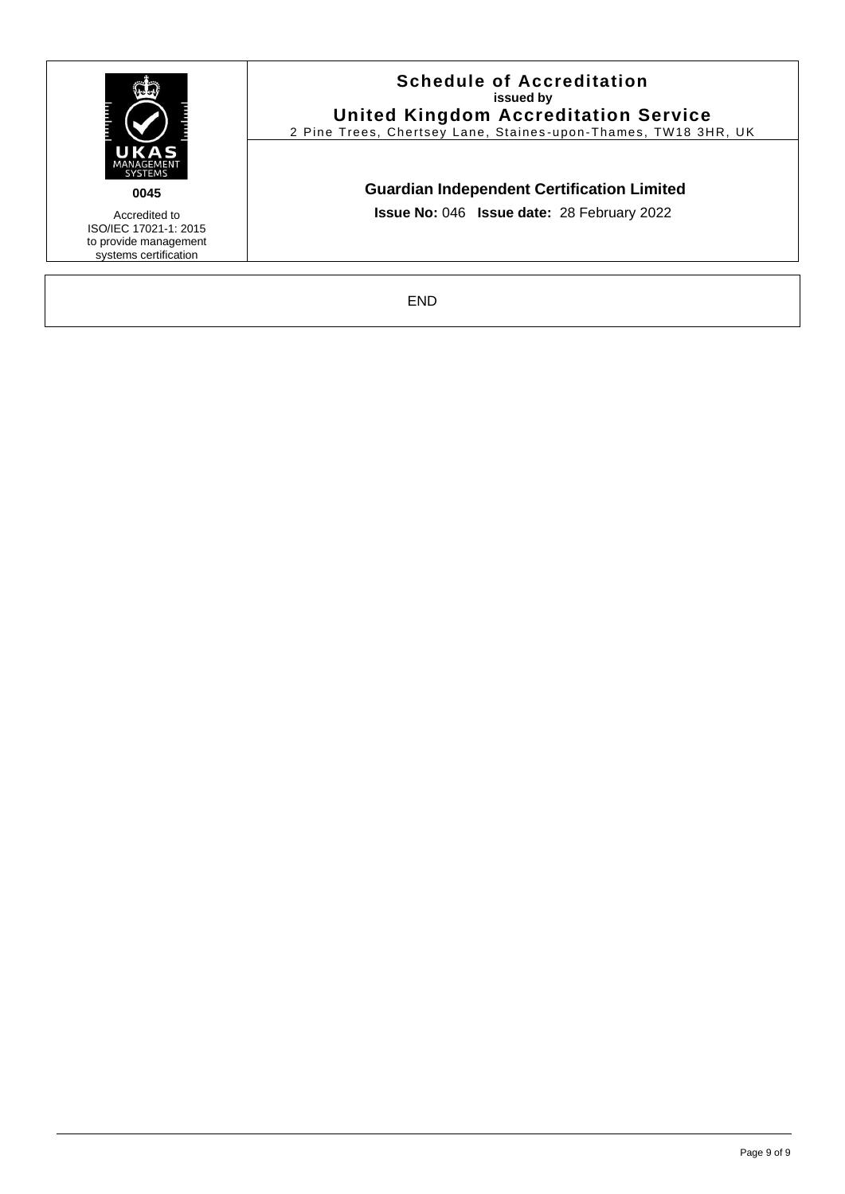| | |
|---|---|
| UKAS MANAGEMENT SYSTEMS **0045** Accredited to ISO/IEC 17021-1: 2015 to provide management systems certification | **Schedule of Accreditation** **issued by** **United Kingdom Accreditation Service** 2 Pine Trees, Chertsey Lane, Staines-upon-Thames, TW18 3HR, UK **Guardian Independent Certification Limited** **Issue No:** 046 **Issue date:** 28 February 2022 |

END